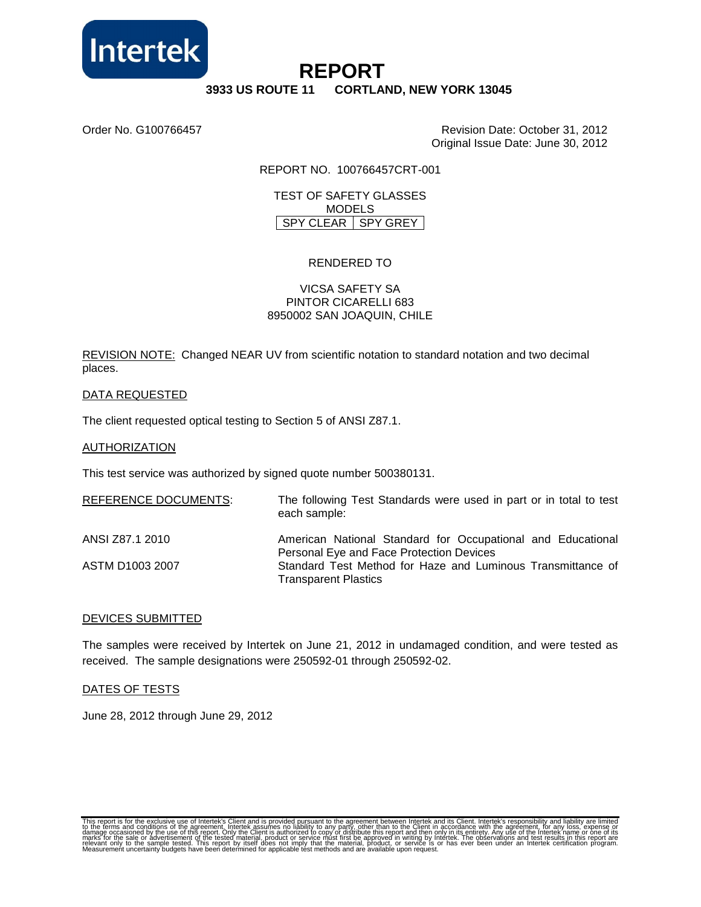Intertek

# REPORT

**3933 US ROUTE 11 CORTLAND, NEW YORK 13045**

Order No. G100766457

Revision Date: October 31, 2012
Original Issue Date: June 30, 2012

REPORT NO. 100766457CRT-001

TEST OF SAFETY GLASSES
MODELS

| SPY CLEAR | SPY GREY |
|---|---|

RENDERED TO

VICSA SAFETY SA
PINTOR CICARELLI 683
8950002 SAN JOAQUIN, CHILE

REVISION NOTE: Changed NEAR UV from scientific notation to standard notation and two decimal places.

DATA REQUESTED

The client requested optical testing to Section 5 of ANSI Z87.1.

AUTHORIZATION

This test service was authorized by signed quote number 500380131.

| REFERENCE DOCUMENTS: | The following Test Standards were used in part or in total to test each sample: |
|---|---|
| ANSI Z87.1 2010 | American National Standard for Occupational and Educational Personal Eye and Face Protection Devices |
| ASTM D1003 2007 | Standard Test Method for Haze and Luminous Transmittance of Transparent Plastics |

DEVICES SUBMITTED

The samples were received by Intertek on June 21, 2012 in undamaged condition, and were tested as received. The sample designations were 250592-01 through 250592-02.

DATES OF TESTS

June 28, 2012 through June 29, 2012

This report is for the exclusive use of Intertek's Client and is provided pursuant to the agreement between Intertek and its Client. Intertek's responsibility and liability are limited to the terms and conditions of the agreement. Intertek assumes no liability to any party, other than to the Client in accordance with the agreement, for any loss, expense or damage occasioned by the use of this report. Only the Client is authorized to copy or distribute this report and then only in its entirety. Any use of the Intertek name or one of its marks for the sale or advertisement of the tested material, product or service must first be approved in writing by Intertek. The observations and test results in this report are relevant only to the sample tested. This report by itself does not imply that the material, product, or service is or has ever been under an Intertek certification program. Measurement uncertainty budgets have been determined for applicable test methods and are available upon request.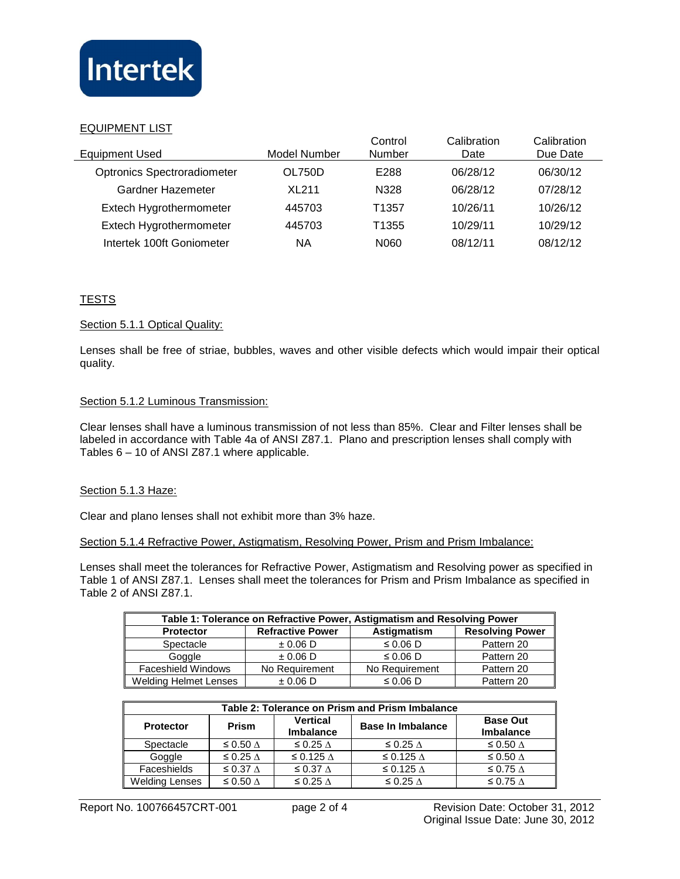Intertek

## EQUIPMENT LIST

| Equipment Used | Model Number | Control Number | Calibration Date | Calibration Due Date |
|---|---|---|---|---|
| Optronics Spectroradiometer | OL750D | E288 | 06/28/12 | 06/30/12 |
| Gardner Hazemeter | XL211 | N328 | 06/28/12 | 07/28/12 |
| Extech Hygrothermometer | 445703 | T1357 | 10/26/11 | 10/26/12 |
| Extech Hygrothermometer | 445703 | T1355 | 10/29/11 | 10/29/12 |
| Intertek 100ft Goniometer | NA | N060 | 08/12/11 | 08/12/12 |

## TESTS

### Section 5.1.1 Optical Quality:

Lenses shall be free of striae, bubbles, waves and other visible defects which would impair their optical quality.

### Section 5.1.2 Luminous Transmission:

Clear lenses shall have a luminous transmission of not less than 85%. Clear and Filter lenses shall be labeled in accordance with Table 4a of ANSI Z87.1. Plano and prescription lenses shall comply with Tables 6 – 10 of ANSI Z87.1 where applicable.

### Section 5.1.3 Haze:

Clear and plano lenses shall not exhibit more than 3% haze.

### Section 5.1.4 Refractive Power, Astigmatism, Resolving Power, Prism and Prism Imbalance:

Lenses shall meet the tolerances for Refractive Power, Astigmatism and Resolving power as specified in Table 1 of ANSI Z87.1. Lenses shall meet the tolerances for Prism and Prism Imbalance as specified in Table 2 of ANSI Z87.1.

**Table 1: Tolerance on Refractive Power, Astigmatism and Resolving Power**

| Protector | Refractive Power | Astigmatism | Resolving Power |
|---|---|---|---|
| Spectacle | ± 0.06 D | ≤ 0.06 D | Pattern 20 |
| Goggle | ± 0.06 D | ≤ 0.06 D | Pattern 20 |
| Faceshield Windows | No Requirement | No Requirement | Pattern 20 |
| Welding Helmet Lenses | ± 0.06 D | ≤ 0.06 D | Pattern 20 |

**Table 2: Tolerance on Prism and Prism Imbalance**

| Protector | Prism | Vertical Imbalance | Base In Imbalance | Base Out Imbalance |
|---|---|---|---|---|
| Spectacle | ≤ 0.50 Δ | ≤ 0.25 Δ | ≤ 0.25 Δ | ≤ 0.50 Δ |
| Goggle | ≤ 0.25 Δ | ≤ 0.125 Δ | ≤ 0.125 Δ | ≤ 0.50 Δ |
| Faceshields | ≤ 0.37 Δ | ≤ 0.37 Δ | ≤ 0.125 Δ | ≤ 0.75 Δ |
| Welding Lenses | ≤ 0.50 Δ | ≤ 0.25 Δ | ≤ 0.25 Δ | ≤ 0.75 Δ |

Report No. 100766457CRT-001 Revision Date: October 31, 2012
Original Issue Date: June 30, 2012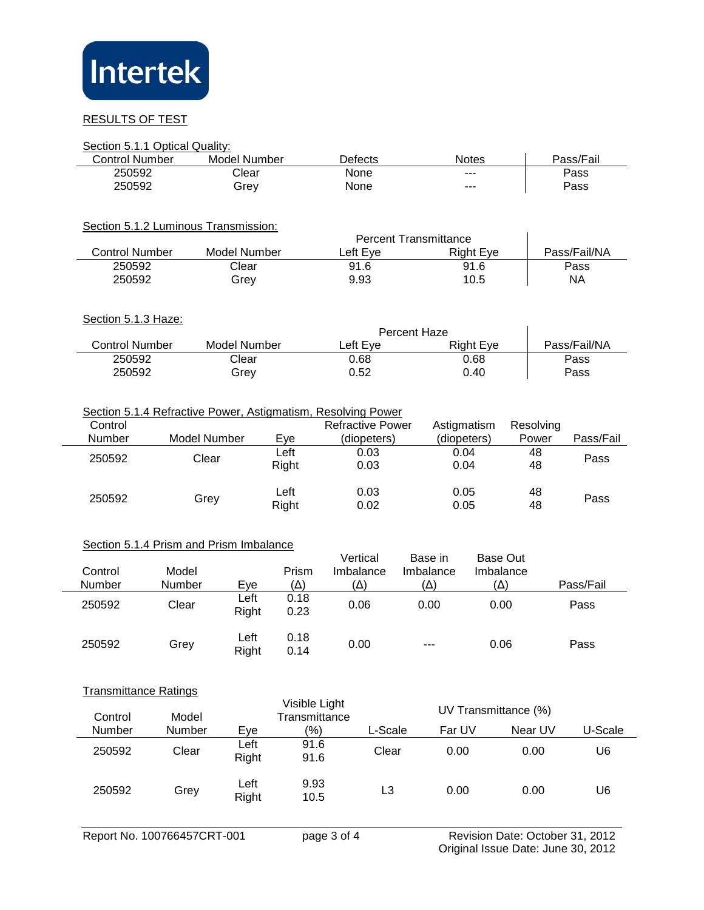Intertek

RESULTS OF TEST

Section 5.1.1 Optical Quality:

| Control Number | Model Number | Defects | Notes | Pass/Fail |
|---|---|---|---|---|
| 250592 | Clear | None | --- | Pass |
| 250592 | Grey | None | --- | Pass |

Section 5.1.2 Luminous Transmission:

| | | Percent Transmittance | | |
|---|---|---|---|---|
| Control Number | Model Number | Left Eye | Right Eye | Pass/Fail/NA |
| 250592 | Clear | 91.6 | 91.6 | Pass |
| 250592 | Grey | 9.93 | 10.5 | NA |

Section 5.1.3 Haze:

| | | Percent Haze | | |
|---|---|---|---|---|
| Control Number | Model Number | Left Eye | Right Eye | Pass/Fail/NA |
| 250592 | Clear | 0.68 | 0.68 | Pass |
| 250592 | Grey | 0.52 | 0.40 | Pass |

Section 5.1.4 Refractive Power, Astigmatism, Resolving Power

| Control Number | Model Number | Eye | Refractive Power (diopeters) | Astigmatism (diopeters) | Resolving Power | Pass/Fail |
|---|---|---|---|---|---|---|
| 250592 | Clear | Left | 0.03 | 0.04 | 48 | Pass |
| | | Right | 0.03 | 0.04 | 48 | |
| 250592 | Grey | Left | 0.03 | 0.05 | 48 | Pass |
| | | Right | 0.02 | 0.05 | 48 | |

Section 5.1.4 Prism and Prism Imbalance

| Control Number | Model Number | Eye | Prism (Δ) | Vertical Imbalance (Δ) | Base in Imbalance (Δ) | Base Out Imbalance (Δ) | Pass/Fail |
|---|---|---|---|---|---|---|---|
| 250592 | Clear | Left | 0.18 | 0.06 | 0.00 | 0.00 | Pass |
| | | Right | 0.23 | | | | |
| 250592 | Grey | Left | 0.18 | 0.00 | --- | 0.06 | Pass |
| | | Right | 0.14 | | | | |

Transmittance Ratings

| Control Number | Model Number | Eye | Visible Light Transmittance (%) | L-Scale | UV Transmittance (%) Far UV | UV Transmittance (%) Near UV | U-Scale |
|---|---|---|---|---|---|---|---|
| 250592 | Clear | Left | 91.6 | Clear | 0.00 | 0.00 | U6 |
| | | Right | 91.6 | | | | |
| 250592 | Grey | Left | 9.93 | L3 | 0.00 | 0.00 | U6 |
| | | Right | 10.5 | | | | |

Report No. 100766457CRT-001

Revision Date: October 31, 2012
Original Issue Date: June 30, 2012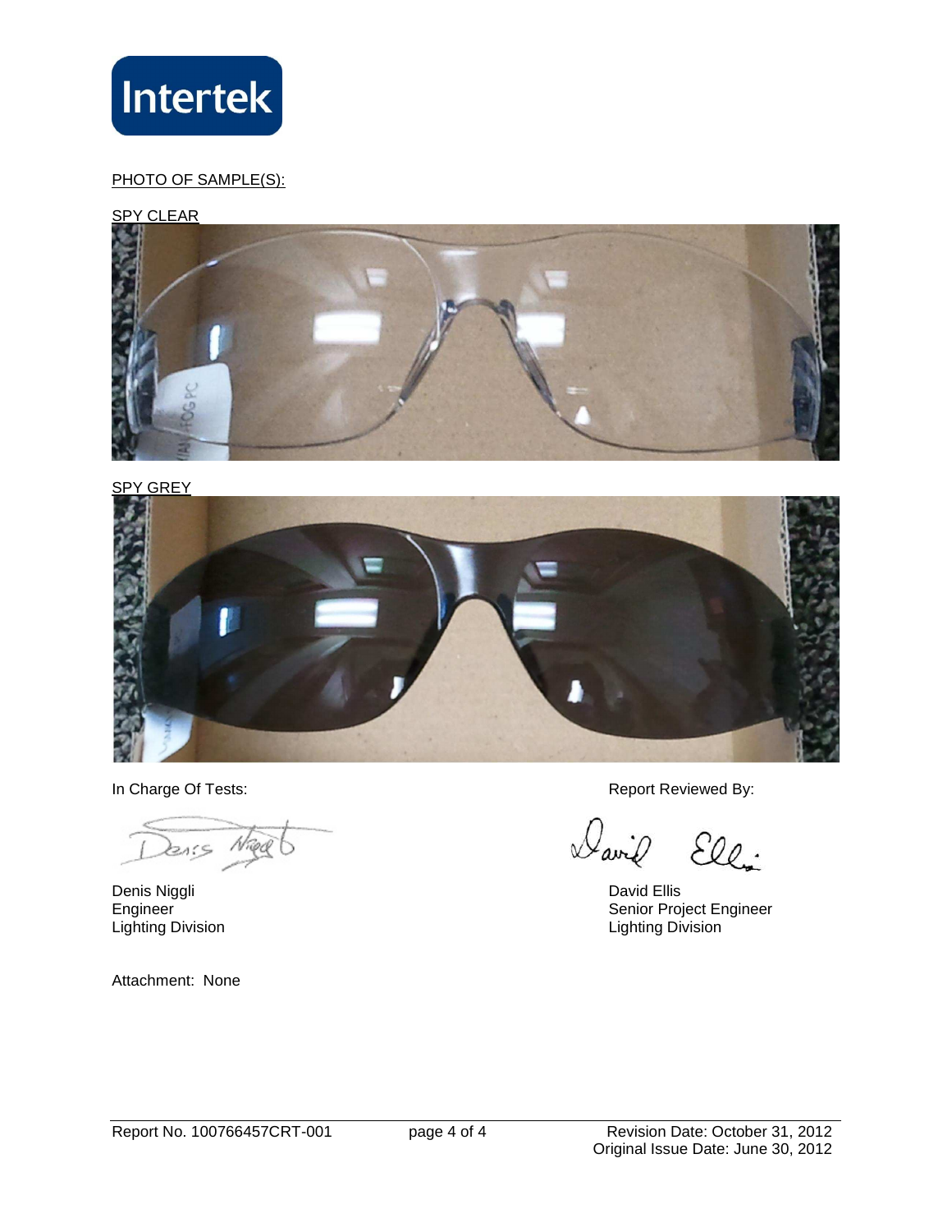PHOTO OF SAMPLE(S):

SPY CLEAR

SPY GREY

In Charge Of Tests:

Denis Niggli
Engineer
Lighting Division

Report Reviewed By:

David Ellis
Senior Project Engineer
Lighting Division

Attachment: None

Report No. 100766457CRT-001

Revision Date: October 31, 2012
Original Issue Date: June 30, 2012